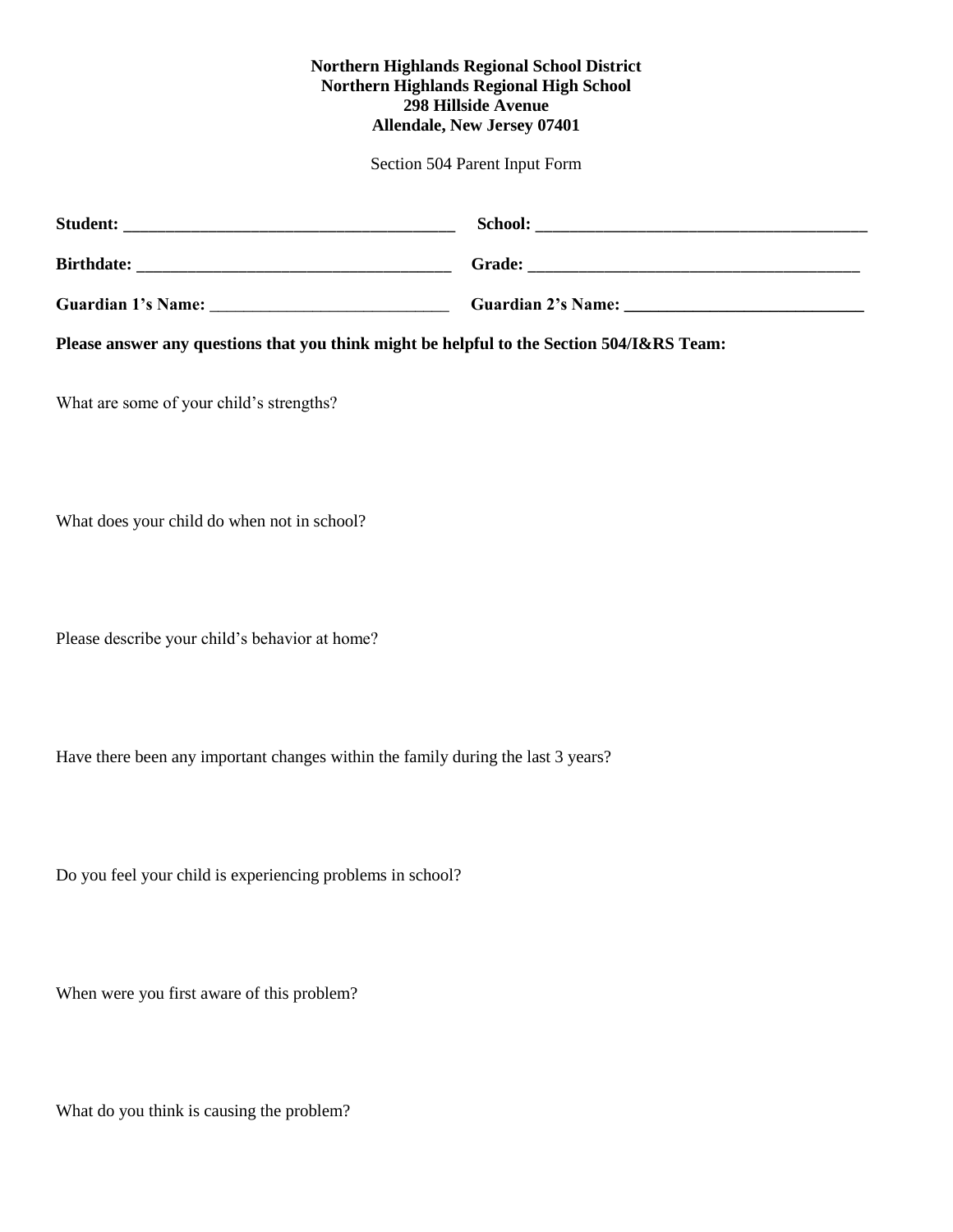**Northern Highlands Regional School District**
**Northern Highlands Regional High School**
**298 Hillside Avenue**
**Allendale, New Jersey 07401**

Section 504 Parent Input Form

**Student:** _______________________________________ **School:** _______________________________________

**Birthdate:** _____________________________________ **Grade:** _______________________________________

**Guardian 1's Name:** ____________________________ **Guardian 2's Name:** ____________________________

**Please answer any questions that you think might be helpful to the Section 504/I&RS Team:**

What are some of your child's strengths?

What does your child do when not in school?

Please describe your child's behavior at home?

Have there been any important changes within the family during the last 3 years?

Do you feel your child is experiencing problems in school?

When were you first aware of this problem?

What do you think is causing the problem?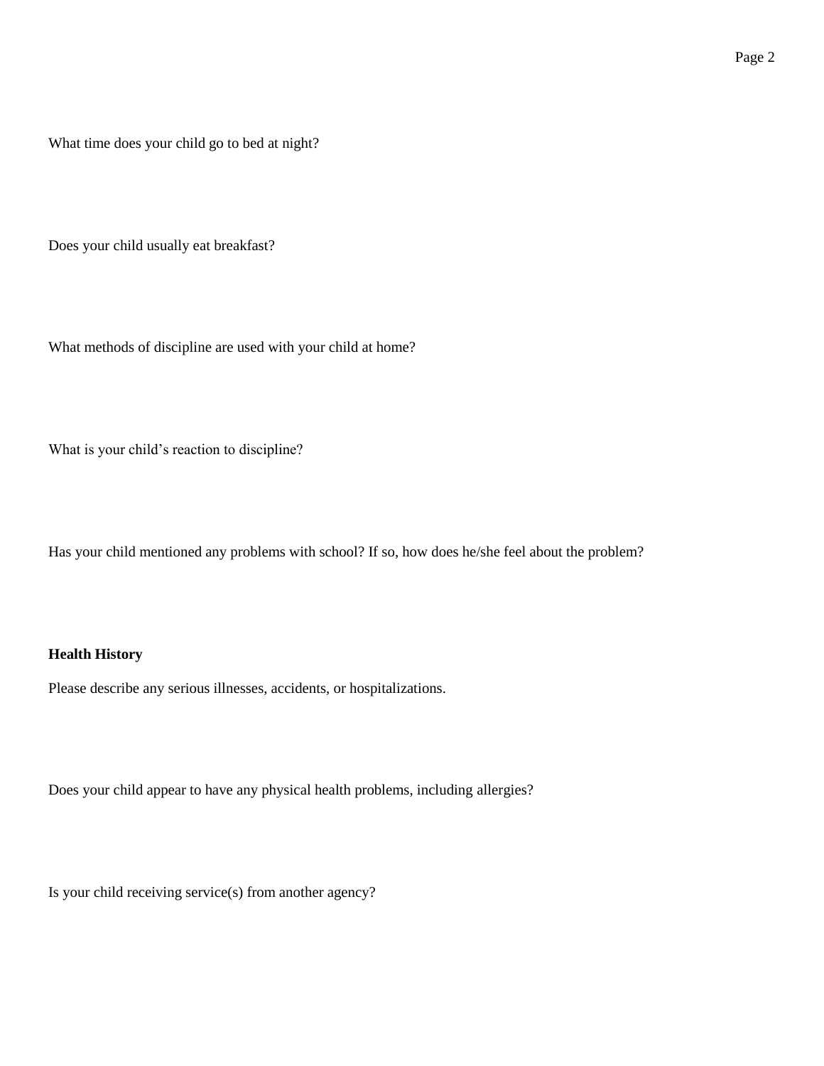What time does your child go to bed at night?

Does your child usually eat breakfast?

What methods of discipline are used with your child at home?

What is your child's reaction to discipline?

Has your child mentioned any problems with school? If so, how does he/she feel about the problem?

**Health History**

Please describe any serious illnesses, accidents, or hospitalizations.

Does your child appear to have any physical health problems, including allergies?

Is your child receiving service(s) from another agency?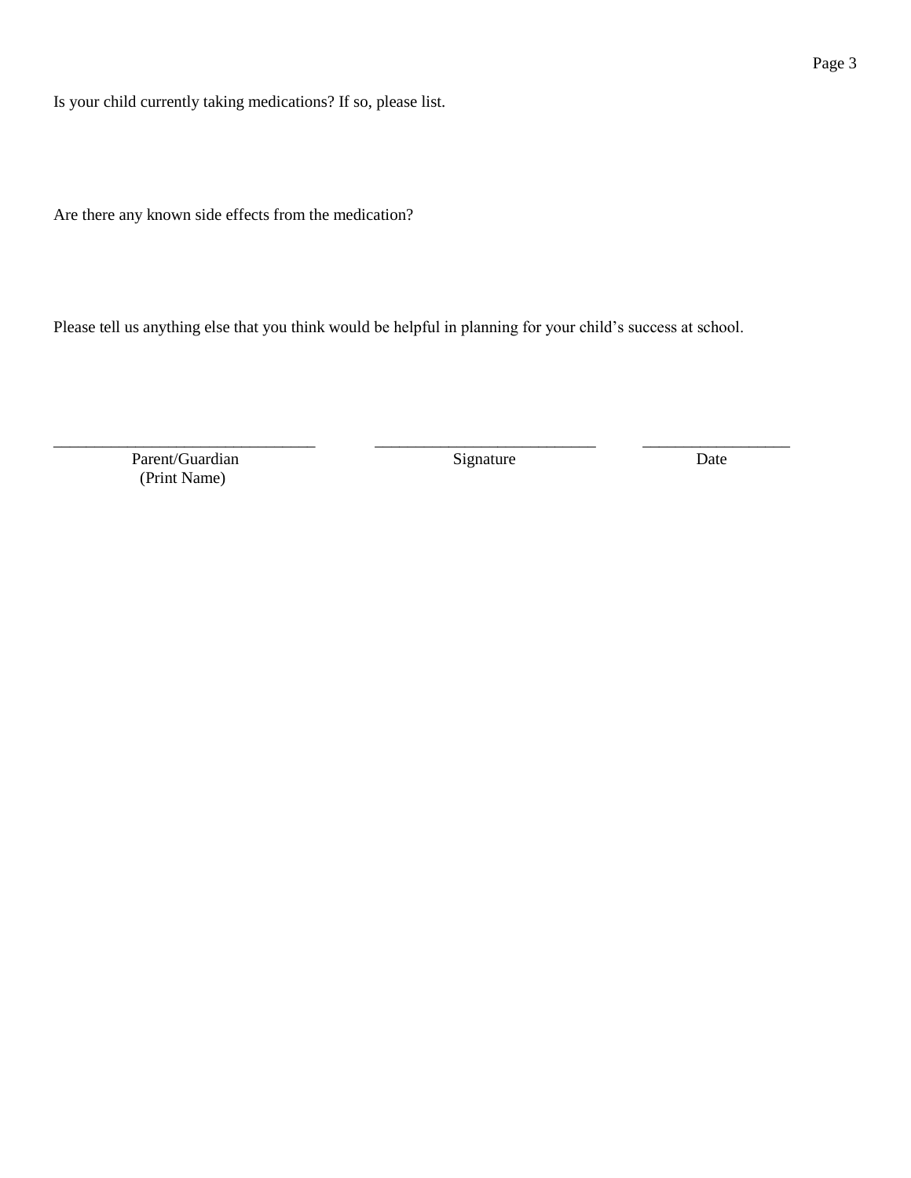Is your child currently taking medications? If so, please list.

Are there any known side effects from the medication?

Please tell us anything else that you think would be helpful in planning for your child's success at school.

| | | |
|---|---|---|
| ________________________________ | ___________________________ | __________________ |
| Parent/Guardian (Print Name) | Signature | Date |